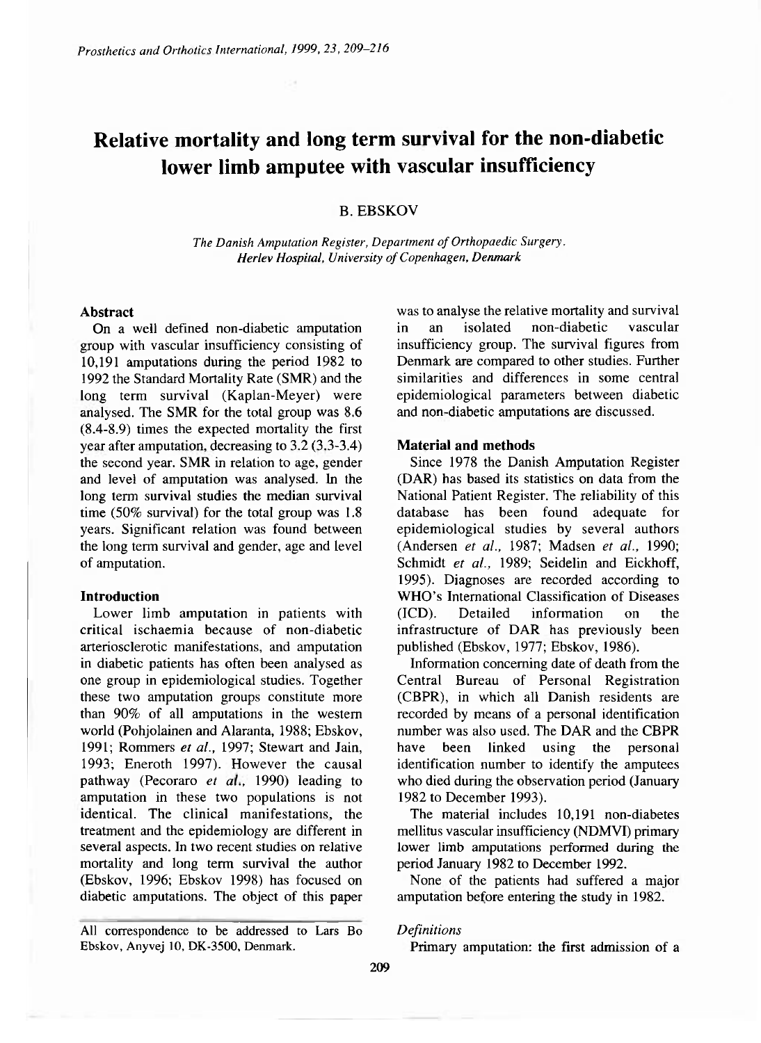# Relative mortality and long term survival for the non-diabetic lower limb amputee with vascular insufficiency

B. EBSKOV

*The Danish Amputation Register, Department of Orthopaedic Surgery, Herlev Hospital, University of Copenhagen, Denmark*

## Abstract

On a well defined non-diabetic amputation group with vascular insufficiency consisting of 10,191 amputations during the period 1982 to 1992 the Standard Mortality Rate (SMR) and the long term survival (Kaplan-Meyer) were analysed. The SMR for the total group was 8.6 (8.4-8.9) times the expected mortality the first year after amputation, decreasing to 3.2 (3.3-3.4) the second year. SMR in relation to age, gender and level of amputation was analysed. In the long term survival studies the median survival time (50% survival) for the total group was 1.8 years. Significant relation was found between the long term survival and gender, age and level of amputation.

## Introduction

Lower limb amputation in patients with critical ischaemia because of non-diabetic arteriosclerotic manifestations, and amputation in diabetic patients has often been analysed as one group in epidemiological studies. Together these two amputation groups constitute more than 90% of all amputations in the western world (Pohjolainen and Alaranta, 1988; Ebskov, 1991; Rommers *et al.*, 1997; Stewart and Jain, 1993; Eneroth 1997). However the causal pathway (Pecoraro *et al.*, 1990) leading to amputation in these two populations is not identical. The clinical manifestations, the treatment and the epidemiology are different in several aspects. In two recent studies on relative mortality and long term survival the author (Ebskov, 1996; Ebskov 1998) has focused on diabetic amputations. The object of this paper was to analyse the relative mortality and survival in an isolated non-diabetic vascular insufficiency group. The survival figures from Denmark are compared to other studies. Further similarities and differences in some central epidemiological parameters between diabetic and non-diabetic amputations are discussed.

## Material and methods

Since 1978 the Danish Amputation Register (DAR) has based its statistics on data from the National Patient Register. The reliability of this database has been found adequate for epidemiological studies by several authors (Andersen *et al.*, 1987; Madsen *et al.*, 1990; Schmidt *et al.*, 1989; Seidelin and Eickhoff, 1995). Diagnoses are recorded according to WHO's International Classification of Diseases (ICD). Detailed information on the infrastructure of DAR has previously been published (Ebskov, 1977; Ebskov, 1986).

Information concerning date of death from the Central Bureau of Personal Registration (CBPR), in which all Danish residents are recorded by means of a personal identification number was also used. The DAR and the CBPR have been linked using the personal identification number to identify the amputees who died during the observation period (January 1982 to December 1993).

The material includes 10,191 non-diabetes mellitus vascular insufficiency (NDMVI) primary lower limb amputations performed during the period January 1982 to December 1992.

None of the patients had suffered a major amputation before entering the study in 1982.

### *Definitions*

Primary amputation: the first admission of a

All correspondence to be addressed to Lars Bo Ebskov, Anyvej 10, DK-3500, Denmark.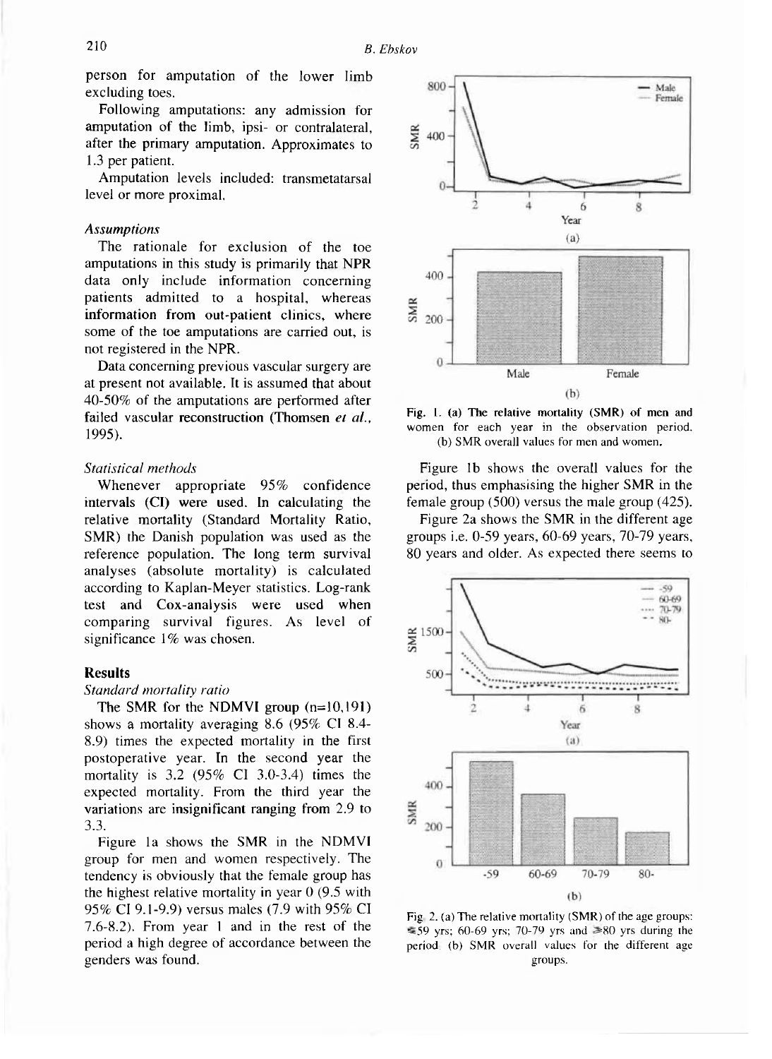person for amputation of the lower limb excluding toes.

Following amputations: any admission for amputation of the limb, ipsi- or contralateral, after the primary amputation. Approximates to 1.3 per patient.

Amputation levels included: transmetatarsal level or more proximal.

### *Assumptions*

The rationale for exclusion of the toe amputations in this study is primarily that NPR data only include information concerning patients admitted to a hospital, whereas information from out-patient clinics, where some of the toe amputations are carried out, is not registered in the NPR.

Data concerning previous vascular surgery are at present not available. It is assumed that about 40-50% of the amputations are performed after failed vascular reconstruction (Thomsen *et al.*, 1995).

### *Statistical methods*

Whenever appropriate 95% confidence intervals (CI) were used. In calculating the relative mortality (Standard Mortality Ratio, SMR) the Danish population was used as the reference population. The long term survival analyses (absolute mortality) is calculated according to Kaplan-Meyer statistics. Log-rank test and Cox-analysis were used when comparing survival figures. As level of significance 1% was chosen.

## Results

### *Standard mortality ratio*

The SMR for the NDMVI group (n=10,191) shows a mortality averaging 8.6 (95% CI 8.4-8.9) times the expected mortality in the first postoperative year. In the second year the mortality is 3.2 (95% CI 3.0-3.4) times the expected mortality. From the third year the variations are insignificant ranging from 2.9 to 3.3.

Figure 1a shows the SMR in the NDMVI group for men and women respectively. The tendency is obviously that the female group has the highest relative mortality in year 0 (9.5 with 95% CI 9.1-9.9) versus males (7.9 with 95% CI 7.6-8.2). From year 1 and in the rest of the period a high degree of accordance between the genders was found.

Fig. 1. (a) The relative mortality (SMR) of men and women for each year in the observation period. (b) SMR overall values for men and women.

Figure 1b shows the overall values for the period, thus emphasising the higher SMR in the female group (500) versus the male group (425).

Figure 2a shows the SMR in the different age groups i.e. 0-59 years, 60-69 years, 70-79 years, 80 years and older. As expected there seems to

Fig. 2. (a) The relative mortality (SMR) of the age groups: ≤59 yrs; 60-69 yrs; 70-79 yrs and ≥80 yrs during the period. (b) SMR overall values for the different age groups.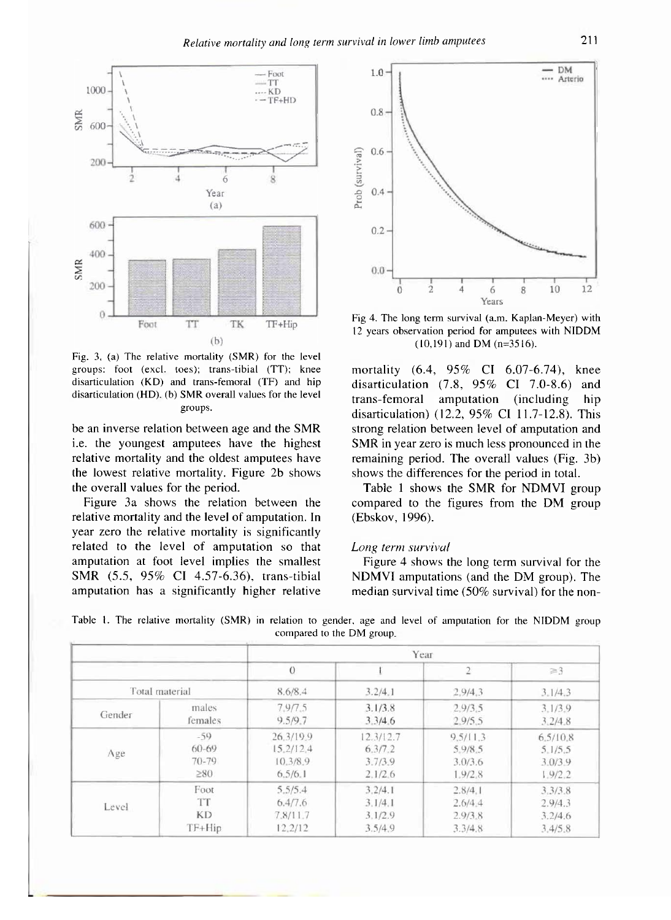Fig. 3. (a) The relative mortality (SMR) for the level groups: foot (excl. toes); trans-tibial (TT); knee disarticulation (KD) and trans-femoral (TF) and hip disarticulation (HD). (b) SMR overall values for the level groups.

be an inverse relation between age and the SMR i.e. the youngest amputees have the highest relative mortality and the oldest amputees have the lowest relative mortality. Figure 2b shows the overall values for the period.

Figure 3a shows the relation between the relative mortality and the level of amputation. In year zero the relative mortality is significantly related to the level of amputation so that amputation at foot level implies the smallest SMR (5.5, 95% CI 4.57-6.36), trans-tibial amputation has a significantly higher relative mortality (6.4, 95% CI 6.07-6.74), knee disarticulation (7.8, 95% CI 7.0-8.6) and trans-femoral amputation (including hip disarticulation) (12.2, 95% CI 11.7-12.8). This strong relation between level of amputation and SMR in year zero is much less pronounced in the remaining period. The overall values (Fig. 3b) shows the differences for the period in total.

Table 1 shows the SMR for NDMVI group compared to the figures from the DM group (Ebskov, 1996).

Fig 4. The long term survival (a.m. Kaplan-Meyer) with 12 years observation period for amputees with NIDDM (10,191) and DM (n=3516).

*Long term survival*

Figure 4 shows the long term survival for the NDMVI amputations (and the DM group). The median survival time (50% survival) for the non-

Table 1. The relative mortality (SMR) in relation to gender, age and level of amputation for the NIDDM group compared to the DM group.

| | | Year | | | |
|---|---|---|---|---|---|
| | | 0 | 1 | 2 | ≥3 |
| Total material | | 8.6/8.4 | 3.2/4.1 | 2.9/4.3 | 3.1/4.3 |
| Gender | males | 7.9/7.5 | 3.1/3.8 | 2.9/3.5 | 3.1/3.9 |
| | females | 9.5/9.7 | 3.3/4.6 | 2.9/5.5 | 3.2/4.8 |
| Age | -59 | 26.3/19.9 | 12.3/12.7 | 9.5/11.3 | 6.5/10.8 |
| | 60-69 | 15.2/12.4 | 6.3/7.2 | 5.9/8.5 | 5.1/5.5 |
| | 70-79 | 10.3/8.9 | 3.7/3.9 | 3.0/3.6 | 3.0/3.9 |
| | ≥80 | 6.5/6.1 | 2.1/2.6 | 1.9/2.8 | 1.9/2.2 |
| Level | Foot | 5.5/5.4 | 3.2/4.1 | 2.8/4.1 | 3.3/3.8 |
| | TT | 6.4/7.6 | 3.1/4.1 | 2.6/4.4 | 2.9/4.3 |
| | KD | 7.8/11.7 | 3.1/2.9 | 2.9/3.8 | 3.2/4.6 |
| | TF+Hip | 12.2/12 | 3.5/4.9 | 3.3/4.8 | 3.4/5.8 |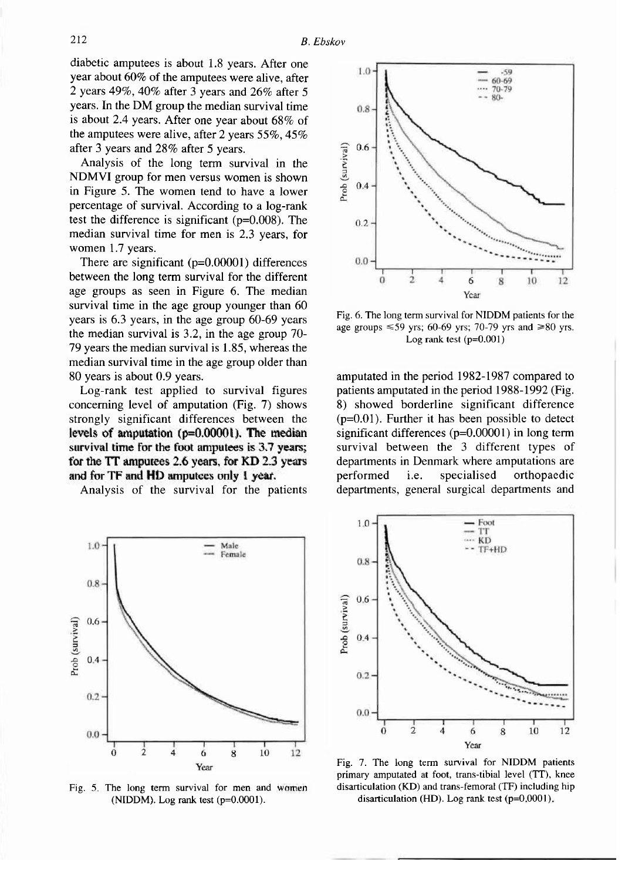diabetic amputees is about 1.8 years. After one year about 60% of the amputees were alive, after 2 years 49%, 40% after 3 years and 26% after 5 years. In the DM group the median survival time is about 2.4 years. After one year about 68% of the amputees were alive, after 2 years 55%, 45% after 3 years and 28% after 5 years.

Analysis of the long term survival in the NDMVI group for men versus women is shown in Figure 5. The women tend to have a lower percentage of survival. According to a log-rank test the difference is significant (p=0.008). The median survival time for men is 2.3 years, for women 1.7 years.

There are significant (p=0.00001) differences between the long term survival for the different age groups as seen in Figure 6. The median survival time in the age group younger than 60 years is 6.3 years, in the age group 60-69 years the median survival is 3.2, in the age group 70-79 years the median survival is 1.85, whereas the median survival time in the age group older than 80 years is about 0.9 years.

Log-rank test applied to survival figures concerning level of amputation (Fig. 7) shows strongly significant differences between the levels of amputation (p=0.00001). The median survival time for the foot amputees is 3.7 years; for the TT amputees 2.6 years, for KD 2.3 years and for TF and HD amputees only 1 year.

Analysis of the survival for the patients amputated in the period 1982-1987 compared to patients amputated in the period 1988-1992 (Fig. 8) showed borderline significant difference (p=0.01). Further it has been possible to detect significant differences (p=0.00001) in long term survival between the 3 different types of departments in Denmark where amputations are performed i.e. specialised orthopaedic departments, general surgical departments and

Fig. 6. The long term survival for NIDDM patients for the age groups ≤59 yrs; 60-69 yrs; 70-79 yrs and ≥80 yrs. Log rank test (p=0.001)

Fig. 5. The long term survival for men and women (NIDDM). Log rank test (p=0.0001).

Fig. 7. The long term survival for NIDDM patients primary amputated at foot, trans-tibial level (TT), knee disarticulation (KD) and trans-femoral (TF) including hip disarticulation (HD). Log rank test (p=0.0001).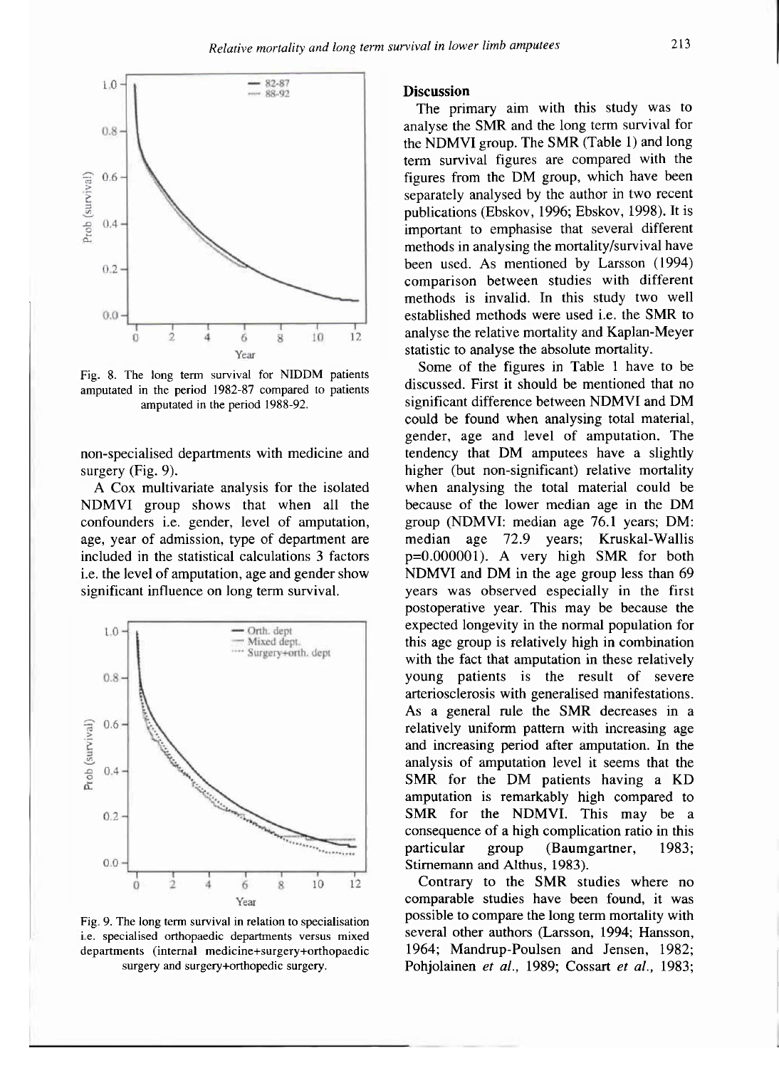Fig. 8. The long term survival for NIDDM patients amputated in the period 1982-87 compared to patients amputated in the period 1988-92.

non-specialised departments with medicine and surgery (Fig. 9).

A Cox multivariate analysis for the isolated NDMVI group shows that when all the confounders i.e. gender, level of amputation, age, year of admission, type of department are included in the statistical calculations 3 factors i.e. the level of amputation, age and gender show significant influence on long term survival.

Fig. 9. The long term survival in relation to specialisation i.e. specialised orthopaedic departments versus mixed departments (internal medicine+surgery+orthopaedic surgery and surgery+orthopedic surgery.

## Discussion

The primary aim with this study was to analyse the SMR and the long term survival for the NDMVI group. The SMR (Table 1) and long term survival figures are compared with the figures from the DM group, which have been separately analysed by the author in two recent publications (Ebskov, 1996; Ebskov, 1998). It is important to emphasise that several different methods in analysing the mortality/survival have been used. As mentioned by Larsson (1994) comparison between studies with different methods is invalid. In this study two well established methods were used i.e. the SMR to analyse the relative mortality and Kaplan-Meyer statistic to analyse the absolute mortality.

Some of the figures in Table 1 have to be discussed. First it should be mentioned that no significant difference between NDMVI and DM could be found when analysing total material, gender, age and level of amputation. The tendency that DM amputees have a slightly higher (but non-significant) relative mortality when analysing the total material could be because of the lower median age in the DM group (NDMVI: median age 76.1 years; DM: median age 72.9 years; Kruskal-Wallis p=0.000001). A very high SMR for both NDMVI and DM in the age group less than 69 years was observed especially in the first postoperative year. This may be because the expected longevity in the normal population for this age group is relatively high in combination with the fact that amputation in these relatively young patients is the result of severe arteriosclerosis with generalised manifestations. As a general rule the SMR decreases in a relatively uniform pattern with increasing age and increasing period after amputation. In the analysis of amputation level it seems that the SMR for the DM patients having a KD amputation is remarkably high compared to SMR for the NDMVI. This may be a consequence of a high complication ratio in this particular group (Baumgartner, 1983; Stirnemann and Althus, 1983).

Contrary to the SMR studies where no comparable studies have been found, it was possible to compare the long term mortality with several other authors (Larsson, 1994; Hansson, 1964; Mandrup-Poulsen and Jensen, 1982; Pohjolainen *et al.*, 1989; Cossart *et al.*, 1983;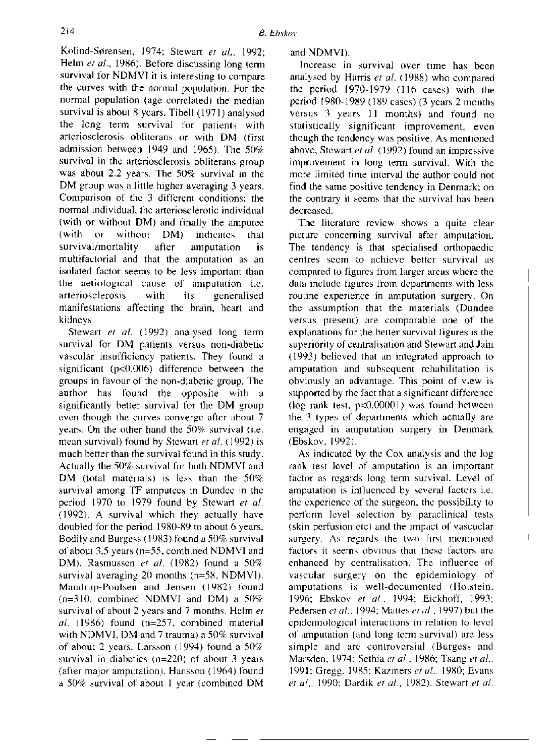Kolind-Sørensen, 1974; Stewart *et al.*, 1992; Helm *et al.*, 1986). Before discussing long term survival for NDMVI it is interesting to compare the curves with the normal population. For the normal population (age correlated) the median survival is about 8 years. Tibell (1971) analysed the long term survival for patients with arteriosclerosis obliterans or with DM (first admission between 1949 and 1965). The 50% survival in the arteriosclerosis obliterans group was about 2.2 years. The 50% survival in the DM group was a little higher averaging 3 years. Comparison of the 3 different conditions: the normal individual, the arteriosclerotic individual (with or without DM) and finally the amputee (with or without DM) indicates that survival/mortality after amputation is multifactorial and that the amputation as an isolated factor seems to be less important than the aetiological cause of amputation i.e. arteriosclerosis with its generalised manifestations affecting the brain, heart and kidneys.

Stewart *et al.* (1992) analysed long term survival for DM patients versus non-diabetic vascular insufficiency patients. They found a significant ($p<0.006$) difference between the groups in favour of the non-diabetic group. The author has found the opposite with a significantly better survival for the DM group even though the curves converge after about 7 years. On the other hand the 50% survival (i.e. mean survival) found by Stewart *et al.* (1992) is much better than the survival found in this study. Actually the 50% survival for both NDMVI and DM (total materials) is less than the 50% survival among TF amputees in Dundee in the period 1970 to 1979 found by Stewart *et al.* (1992). A survival which they actually have doubled for the period 1980-89 to about 6 years. Bodily and Burgess (1983) found a 50% survival of about 3.5 years (n=55, combined NDMVI and DM). Rasmussen *et al.* (1982) found a 50% survival averaging 20 months (n=58, NDMVI). Mandrup-Poulsen and Jensen (1982) found (n=310, combined NDMVI and DM) a 50% survival of about 2 years and 7 months. Helm *et al.* (1986) found (n=257, combined material with NDMVI, DM and 7 trauma) a 50% survival of about 2 years. Larsson (1994) found a 50% survival in diabetics (n=220) of about 3 years (after major amputation). Hansson (1964) found a 50% survival of about 1 year (combined DM and NDMVI).

Increase in survival over time has been analysed by Harris *et al.* (1988) who compared the period 1970-1979 (116 cases) with the period 1980-1989 (189 cases) (3 years 2 months versus 3 years 11 months) and found no statistically significant improvement, even though the tendency was positive. As mentioned above, Stewart *et al.* (1992) found an impressive improvement in long term survival. With the more limited time interval the author could not find the same positive tendency in Denmark; on the contrary it seems that the survival has been decreased.

The literature review shows a quite clear picture concerning survival after amputation. The tendency is that specialised orthopaedic centres seem to achieve better survival as compared to figures from larger areas where the data include figures from departments with less routine experience in amputation surgery. On the assumption that the materials (Dundee versus present) are comparable one of the explanations for the better survival figures is the superiority of centralisation and Stewart and Jain (1993) believed that an integrated approach to amputation and subsequent rehabilitation is obviously an advantage. This point of view is supported by the fact that a significant difference (log rank test, $p<0.00001$) was found between the 3 types of departments which actually are engaged in amputation surgery in Denmark (Ebskov, 1992).

As indicated by the Cox analysis and the log rank test level of amputation is an important factor as regards long term survival. Level of amputation is influenced by several factors i.e. the experience of the surgeon, the possibility to perform level selection by paraclinical tests (skin perfusion etc) and the impact of vascular surgery. As regards the two first mentioned factors it seems obvious that these factors are enhanced by centralisation. The influence of vascular surgery on the epidemiology of amputations is well-documented (Holstein, 1996; Ebskov *et al.*, 1994; Eickhoff, 1993; Pedersen *et al.*, 1994; Mattes *et al.*, 1997) but the epidemiological interactions in relation to level of amputation (and long term survival) are less simple and are controversial (Burgess and Marsden, 1974; Sethia *et al.*, 1986; Tsang *et al.*, 1991; Gregg, 1985; Kazmers *et al.*, 1980; Evans *et al.*, 1990; Dardik *et al.*, 1982). Stewart *et al.*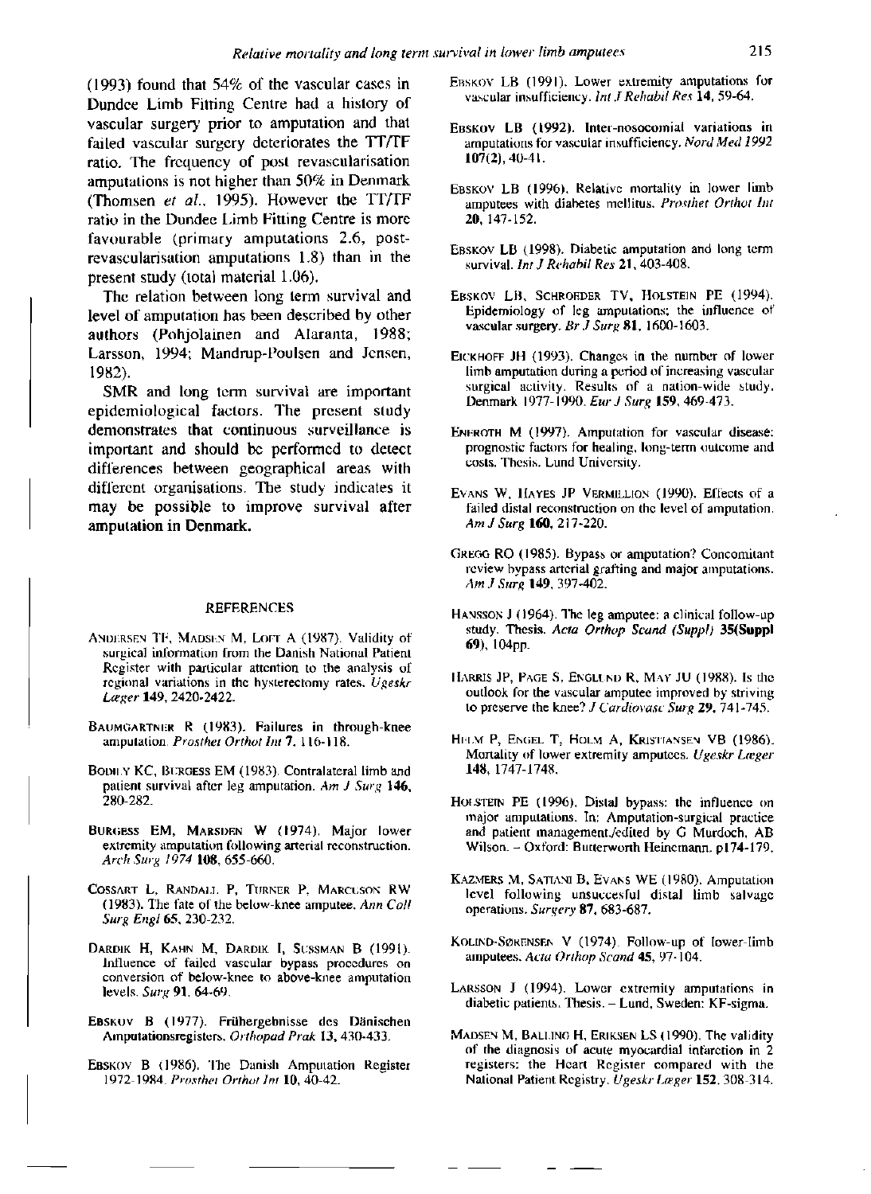(1993) found that 54% of the vascular cases in Dundee Limb Fitting Centre had a history of vascular surgery prior to amputation and that failed vascular surgery deteriorates the TT/TF ratio. The frequency of post revascularisation amputations is not higher than 50% in Denmark (Thomsen *et al.*, 1995). However the TT/TF ratio in the Dundee Limb Fitting Centre is more favourable (primary amputations 2.6, post-revascularisation amputations 1.8) than in the present study (total material 1.06).

The relation between long term survival and level of amputation has been described by other authors (Pohjolainen and Alaranta, 1988; Larsson, 1994; Mandrup-Poulsen and Jensen, 1982).

SMR and long term survival are important epidemiological factors. The present study demonstrates that continuous surveillance is important and should be performed to detect differences between geographical areas with different organisations. The study indicates it may be possible to improve survival after amputation in Denmark.

## REFERENCES

Andersen TF, Madsen M, Loft A (1987). Validity of surgical information from the Danish National Patient Register with particular attention to the analysis of regional variations in the hysterectomy rates. *Ugeskr Læger* **149**, 2420-2422.

Baumgartner R (1983). Failures in through-knee amputation. *Prosthet Orthot Int* **7**, 116-118.

Bodily KC, Burgess EM (1983). Contralateral limb and patient survival after leg amputation. *Am J Surg* **146**, 280-282.

Burgess EM, Marsden W (1974). Major lower extremity amputation following arterial reconstruction. *Arch Surg 1974* **108**, 655-660.

Cossart L, Randall P, Turner P, Marcuson RW (1983). The fate of the below-knee amputee. *Ann Coll Surg Engl* **65**, 230-232.

Dardik H, Kahn M, Dardik I, Sussman B (1991). Influence of failed vascular bypass procedures on conversion of below-knee to above-knee amputation levels. *Surg* **91**, 64-69.

Ebskov B (1977). Frühergebnisse des Dänischen Amputationsregisters. *Orthopad Prak* **13**, 430-433.

Ebskov B (1986). The Danish Amputation Register 1972-1984. *Prosthet Orthot Int* **10**, 40-42.

Ebskov LB (1991). Lower extremity amputations for vascular insufficiency. *Int J Rehabil Res* **14**, 59-64.

Ebskov LB (1992). Inter-nosocomial variations in amputations for vascular insufficiency. *Nord Med 1992* **107(2)**, 40-41.

Ebskov LB (1996). Relative mortality in lower limb amputees with diabetes mellitus. *Prosthet Orthot Int* **20**, 147-152.

Ebskov LB (1998). Diabetic amputation and long term survival. *Int J Rehabil Res* **21**, 403-408.

Ebskov LB, Schroeder TV, Holstein PE (1994). Epidemiology of leg amputations; the influence of vascular surgery. *Br J Surg* **81**, 1600-1603.

Eickhoff JH (1993). Changes in the number of lower limb amputation during a period of increasing vascular surgical activity. Results of a nation-wide study, Denmark 1977-1990. *Eur J Surg* **159**, 469-473.

Eneroth M (1997). Amputation for vascular disease: prognostic factors for healing, long-term outcome and costs. Thesis. Lund University.

Evans W, Hayes JP Vermillion (1990). Effects of a failed distal reconstruction on the level of amputation. *Am J Surg* **160**, 217-220.

Gregg RO (1985). Bypass or amputation? Concomitant review bypass arterial grafting and major amputations. *Am J Surg* **149**, 397-402.

Hansson J (1964). The leg amputee: a clinical follow-up study. Thesis. *Acta Orthop Scand (Suppl)* **35(Suppl 69)**, 104pp.

Harris JP, Page S, Englund R, May JU (1988). Is the outlook for the vascular amputee improved by striving to preserve the knee? *J Cardiovasc Surg* **29**, 741-745.

Helm P, Engel T, Holm A, Kristiansen VB (1986). Mortality of lower extremity amputees. *Ugeskr Læger* **148**, 1747-1748.

Holstein PE (1996). Distal bypass: the influence on major amputations. In: Amputation-surgical practice and patient management./edited by G Murdoch, AB Wilson. – Oxford: Butterworth Heinemann. p174-179.

Kazmers M, Satiani B, Evans WE (1980). Amputation level following unsuccesful distal limb salvage operations. *Surgery* **87**, 683-687.

Kolind-Sørensen V (1974). Follow-up of lower-limb amputees. *Acta Orthop Scand* **45**, 97-104.

Larsson J (1994). Lower extremity amputations in diabetic patients. Thesis. – Lund, Sweden: KF-sigma.

Madsen M, Balling H, Eriksen LS (1990). The validity of the diagnosis of acute myocardial infarction in 2 registers: the Heart Register compared with the National Patient Registry. *Ugeskr Læger* **152**, 308-314.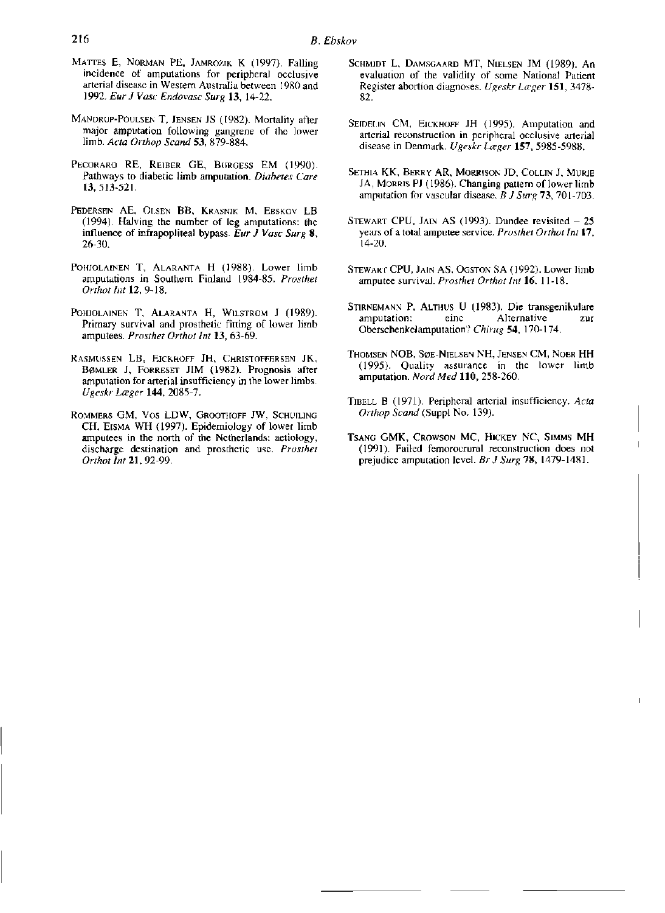MATTES E, NORMAN PE, JAMROZIK K (1997). Falling incidence of amputations for peripheral occlusive arterial disease in Western Australia between 1980 and 1992. *Eur J Vasc Endovasc Surg* **13**, 14-22.

MANDRUP-POULSEN T, JENSEN JS (1982). Mortality after major amputation following gangrene of the lower limb. *Acta Orthop Scand* **53**, 879-884.

PECORARO RE, REIBER GE, BURGESS EM (1990). Pathways to diabetic limb amputation. *Diabetes Care* **13**, 513-521.

PEDERSEN AE, OLSEN BB, KRASNIK M, EBSKOV LB (1994). Halving the number of leg amputations: the influence of infrapopliteal bypass. *Eur J Vasc Surg* **8**, 26-30.

POHJOLAINEN T, ALARANTA H (1988). Lower limb amputations in Southern Finland 1984-85. *Prosthet Orthot Int* **12**, 9-18.

POHJOLAINEN T, ALARANTA H, WILSTROM J (1989). Primary survival and prosthetic fitting of lower limb amputees. *Prosthet Orthot Int* **13**, 63-69.

RASMUSSEN LB, EICKHOFF JH, CHRISTOFFERSEN JK, BØMLER J, FORRESET JIM (1982). Prognosis after amputation for arterial insufficiency in the lower limbs. *Ugeskr Læger* **144**, 2085-7.

ROMMERS GM, VOS LDW, GROOTHOFF JW, SCHUILING CH, EISMA WH (1997). Epidemiology of lower limb amputees in the north of the Netherlands: aetiology, discharge destination and prosthetic use. *Prosthet Orthot Int* **21**, 92-99.

SCHMIDT L, DAMSGAARD MT, NIELSEN JM (1989). An evaluation of the validity of some National Patient Register abortion diagnoses. *Ugeskr Læger* **151**, 3478-82.

SEIDELIN CM, EICKHOFF JH (1995). Amputation and arterial reconstruction in peripheral occlusive arterial disease in Denmark. *Ugeskr Læger* **157**, 5985-5988.

SETHIA KK, BERRY AR, MORRISON JD, COLLIN J, MURIE JA, MORRIS PJ (1986). Changing pattern of lower limb amputation for vascular disease. *B J Surg* **73**, 701-703.

STEWART CPU, JAIN AS (1993). Dundee revisited – 25 years of a total amputee service. *Prosthet Orthot Int* **17**, 14-20.

STEWART CPU, JAIN AS, OGSTON SA (1992). Lower limb amputee survival. *Prosthet Orthot Int* **16**, 11-18.

STIRNEMANN P, ALTHUS U (1983). Die transgenikulare amputation: eine Alternative zur Oberschenkelamputation? *Chirug* **54**, 170-174.

THOMSEN NOB, SØE-NIELSEN NH, JENSEN CM, NOER HH (1995). Quality assurance in the lower limb amputation. *Nord Med* **110**, 258-260.

TIBELL B (1971). Peripheral arterial insufficiency. *Acta Orthop Scand* (Suppl No. 139).

TSANG GMK, CROWSON MC, HICKEY NC, SIMMS MH (1991). Failed femorocrural reconstruction does not prejudice amputation level. *Br J Surg* **78**, 1479-1481.